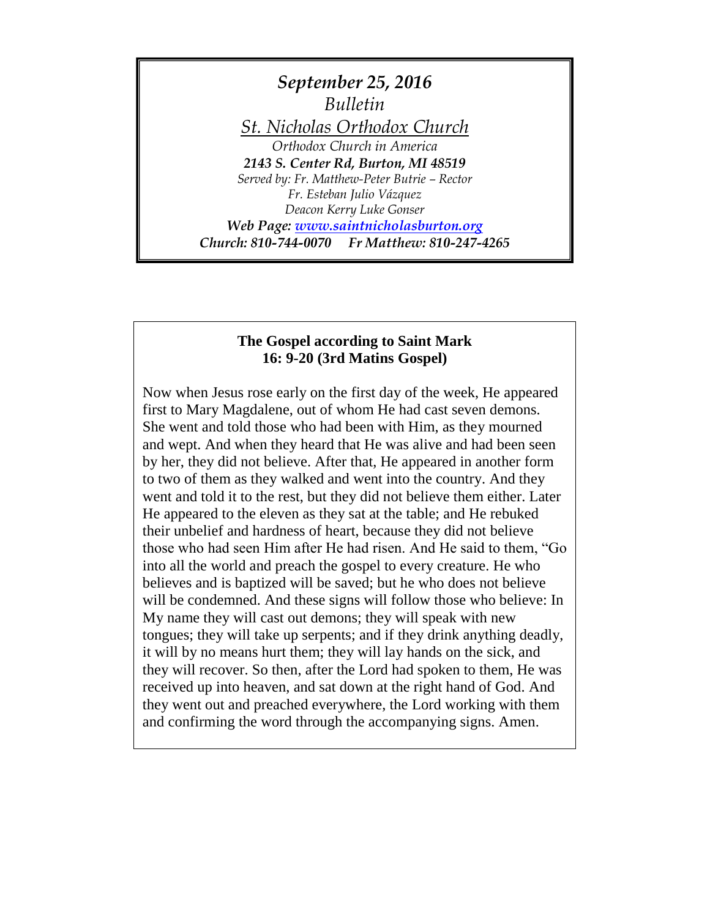*September 25, 2016*

*Bulletin*

*St. Nicholas Orthodox Church*

*Orthodox Church in America*

***2143 S. Center Rd, Burton, MI 48519***

*Served by: Fr. Matthew-Peter Butrie – Rector*

*Fr. Esteban Julio Vázquez*

*Deacon Kerry Luke Gonser*

***Web Page: www.saintnicholasburton.org***

***Church: 810-744-0070 Fr Matthew: 810-247-4265***

**The Gospel according to Saint Mark**
**16: 9-20 (3rd Matins Gospel)**

Now when Jesus rose early on the first day of the week, He appeared first to Mary Magdalene, out of whom He had cast seven demons. She went and told those who had been with Him, as they mourned and wept. And when they heard that He was alive and had been seen by her, they did not believe. After that, He appeared in another form to two of them as they walked and went into the country. And they went and told it to the rest, but they did not believe them either. Later He appeared to the eleven as they sat at the table; and He rebuked their unbelief and hardness of heart, because they did not believe those who had seen Him after He had risen. And He said to them, "Go into all the world and preach the gospel to every creature. He who believes and is baptized will be saved; but he who does not believe will be condemned. And these signs will follow those who believe: In My name they will cast out demons; they will speak with new tongues; they will take up serpents; and if they drink anything deadly, it will by no means hurt them; they will lay hands on the sick, and they will recover. So then, after the Lord had spoken to them, He was received up into heaven, and sat down at the right hand of God. And they went out and preached everywhere, the Lord working with them and confirming the word through the accompanying signs. Amen.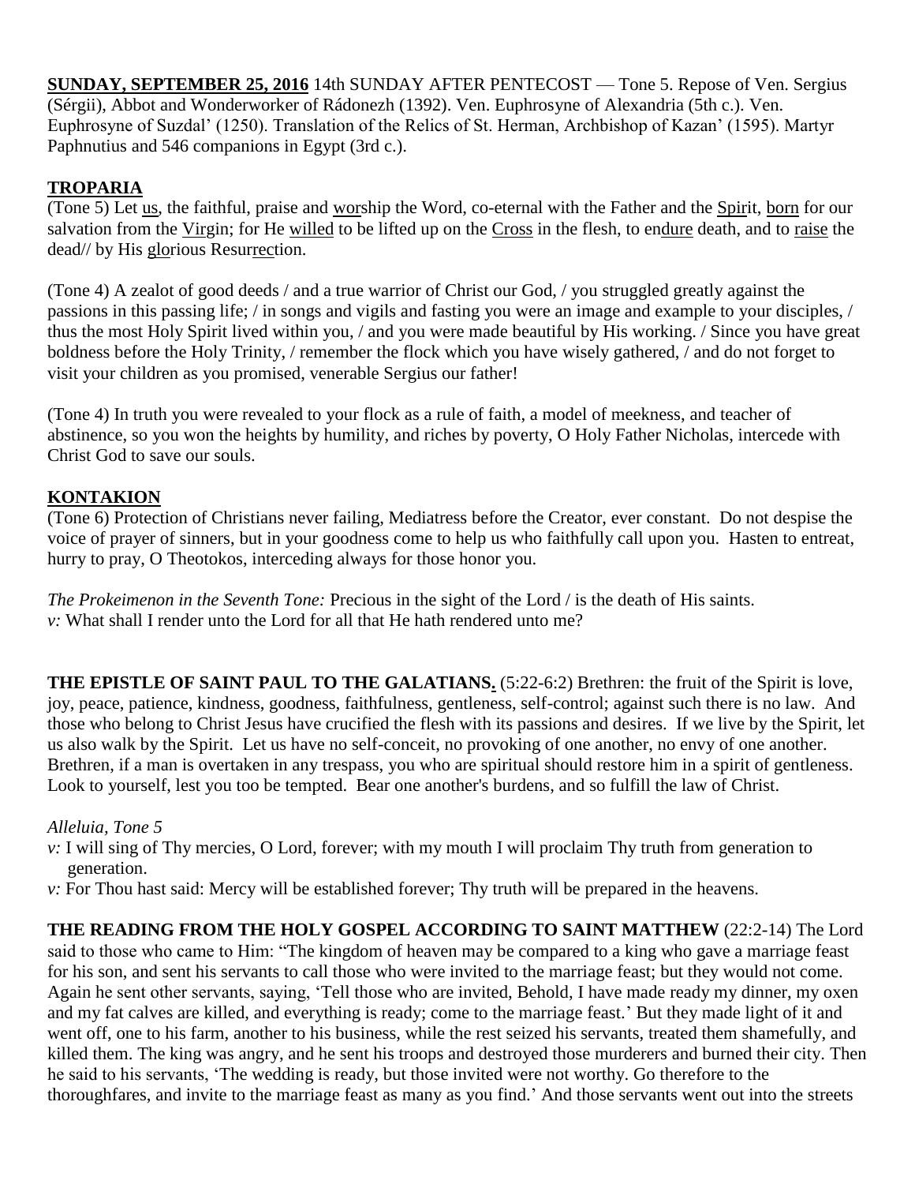**SUNDAY, SEPTEMBER 25, 2016** 14th SUNDAY AFTER PENTECOST — Tone 5. Repose of Ven. Sergius (Sérgii), Abbot and Wonderworker of Rádonezh (1392). Ven. Euphrosyne of Alexandria (5th c.). Ven. Euphrosyne of Suzdal' (1250). Translation of the Relics of St. Herman, Archbishop of Kazan' (1595). Martyr Paphnutius and 546 companions in Egypt (3rd c.).

## TROPARIA

(Tone 5) Let us, the faithful, praise and worship the Word, co-eternal with the Father and the Spirit, born for our salvation from the Virgin; for He willed to be lifted up on the Cross in the flesh, to endure death, and to raise the dead// by His glorious Resurrection.

(Tone 4) A zealot of good deeds / and a true warrior of Christ our God, / you struggled greatly against the passions in this passing life; / in songs and vigils and fasting you were an image and example to your disciples, / thus the most Holy Spirit lived within you, / and you were made beautiful by His working. / Since you have great boldness before the Holy Trinity, / remember the flock which you have wisely gathered, / and do not forget to visit your children as you promised, venerable Sergius our father!

(Tone 4) In truth you were revealed to your flock as a rule of faith, a model of meekness, and teacher of abstinence, so you won the heights by humility, and riches by poverty, O Holy Father Nicholas, intercede with Christ God to save our souls.

## KONTAKION

(Tone 6) Protection of Christians never failing, Mediatress before the Creator, ever constant. Do not despise the voice of prayer of sinners, but in your goodness come to help us who faithfully call upon you. Hasten to entreat, hurry to pray, O Theotokos, interceding always for those honor you.

*The Prokeimenon in the Seventh Tone:* Precious in the sight of the Lord / is the death of His saints.
*v:* What shall I render unto the Lord for all that He hath rendered unto me?

**THE EPISTLE OF SAINT PAUL TO THE GALATIANS.** (5:22-6:2) Brethren: the fruit of the Spirit is love, joy, peace, patience, kindness, goodness, faithfulness, gentleness, self-control; against such there is no law. And those who belong to Christ Jesus have crucified the flesh with its passions and desires. If we live by the Spirit, let us also walk by the Spirit. Let us have no self-conceit, no provoking of one another, no envy of one another. Brethren, if a man is overtaken in any trespass, you who are spiritual should restore him in a spirit of gentleness. Look to yourself, lest you too be tempted. Bear one another's burdens, and so fulfill the law of Christ.

*Alleluia, Tone 5*

*v:* I will sing of Thy mercies, O Lord, forever; with my mouth I will proclaim Thy truth from generation to generation.

*v:* For Thou hast said: Mercy will be established forever; Thy truth will be prepared in the heavens.

**THE READING FROM THE HOLY GOSPEL ACCORDING TO SAINT MATTHEW** (22:2-14) The Lord said to those who came to Him: "The kingdom of heaven may be compared to a king who gave a marriage feast for his son, and sent his servants to call those who were invited to the marriage feast; but they would not come. Again he sent other servants, saying, 'Tell those who are invited, Behold, I have made ready my dinner, my oxen and my fat calves are killed, and everything is ready; come to the marriage feast.' But they made light of it and went off, one to his farm, another to his business, while the rest seized his servants, treated them shamefully, and killed them. The king was angry, and he sent his troops and destroyed those murderers and burned their city. Then he said to his servants, 'The wedding is ready, but those invited were not worthy. Go therefore to the thoroughfares, and invite to the marriage feast as many as you find.' And those servants went out into the streets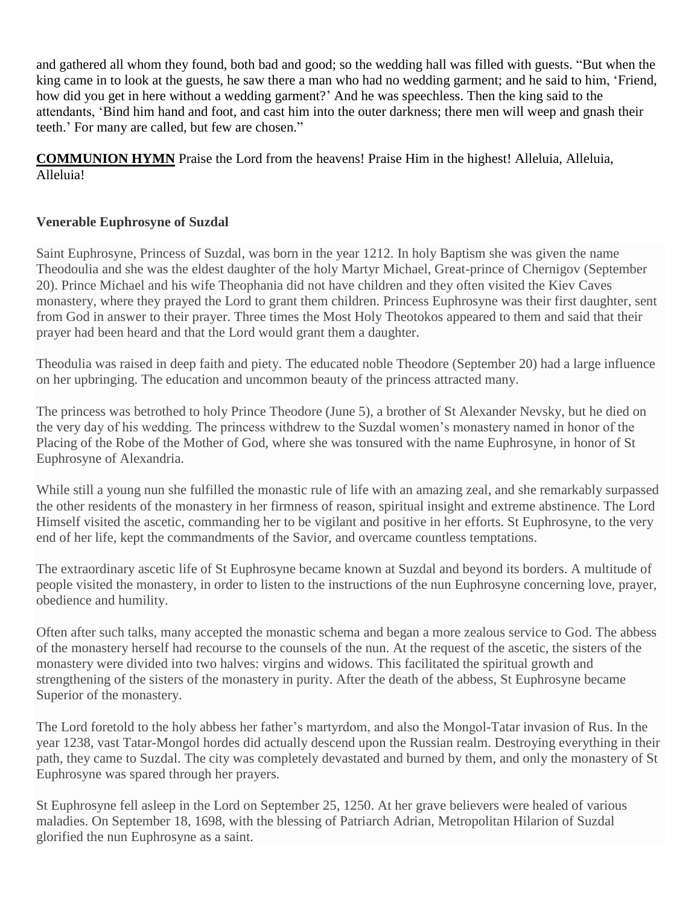and gathered all whom they found, both bad and good; so the wedding hall was filled with guests. "But when the king came in to look at the guests, he saw there a man who had no wedding garment; and he said to him, 'Friend, how did you get in here without a wedding garment?' And he was speechless. Then the king said to the attendants, 'Bind him hand and foot, and cast him into the outer darkness; there men will weep and gnash their teeth.' For many are called, but few are chosen."

**COMMUNION HYMN** Praise the Lord from the heavens! Praise Him in the highest! Alleluia, Alleluia, Alleluia!

**Venerable Euphrosyne of Suzdal**

Saint Euphrosyne, Princess of Suzdal, was born in the year 1212. In holy Baptism she was given the name Theodoulia and she was the eldest daughter of the holy Martyr Michael, Great-prince of Chernigov (September 20). Prince Michael and his wife Theophania did not have children and they often visited the Kiev Caves monastery, where they prayed the Lord to grant them children. Princess Euphrosyne was their first daughter, sent from God in answer to their prayer. Three times the Most Holy Theotokos appeared to them and said that their prayer had been heard and that the Lord would grant them a daughter.

Theodulia was raised in deep faith and piety. The educated noble Theodore (September 20) had a large influence on her upbringing. The education and uncommon beauty of the princess attracted many.

The princess was betrothed to holy Prince Theodore (June 5), a brother of St Alexander Nevsky, but he died on the very day of his wedding. The princess withdrew to the Suzdal women's monastery named in honor of the Placing of the Robe of the Mother of God, where she was tonsured with the name Euphrosyne, in honor of St Euphrosyne of Alexandria.

While still a young nun she fulfilled the monastic rule of life with an amazing zeal, and she remarkably surpassed the other residents of the monastery in her firmness of reason, spiritual insight and extreme abstinence. The Lord Himself visited the ascetic, commanding her to be vigilant and positive in her efforts. St Euphrosyne, to the very end of her life, kept the commandments of the Savior, and overcame countless temptations.

The extraordinary ascetic life of St Euphrosyne became known at Suzdal and beyond its borders. A multitude of people visited the monastery, in order to listen to the instructions of the nun Euphrosyne concerning love, prayer, obedience and humility.

Often after such talks, many accepted the monastic schema and began a more zealous service to God. The abbess of the monastery herself had recourse to the counsels of the nun. At the request of the ascetic, the sisters of the monastery were divided into two halves: virgins and widows. This facilitated the spiritual growth and strengthening of the sisters of the monastery in purity. After the death of the abbess, St Euphrosyne became Superior of the monastery.

The Lord foretold to the holy abbess her father's martyrdom, and also the Mongol-Tatar invasion of Rus. In the year 1238, vast Tatar-Mongol hordes did actually descend upon the Russian realm. Destroying everything in their path, they came to Suzdal. The city was completely devastated and burned by them, and only the monastery of St Euphrosyne was spared through her prayers.

St Euphrosyne fell asleep in the Lord on September 25, 1250. At her grave believers were healed of various maladies. On September 18, 1698, with the blessing of Patriarch Adrian, Metropolitan Hilarion of Suzdal glorified the nun Euphrosyne as a saint.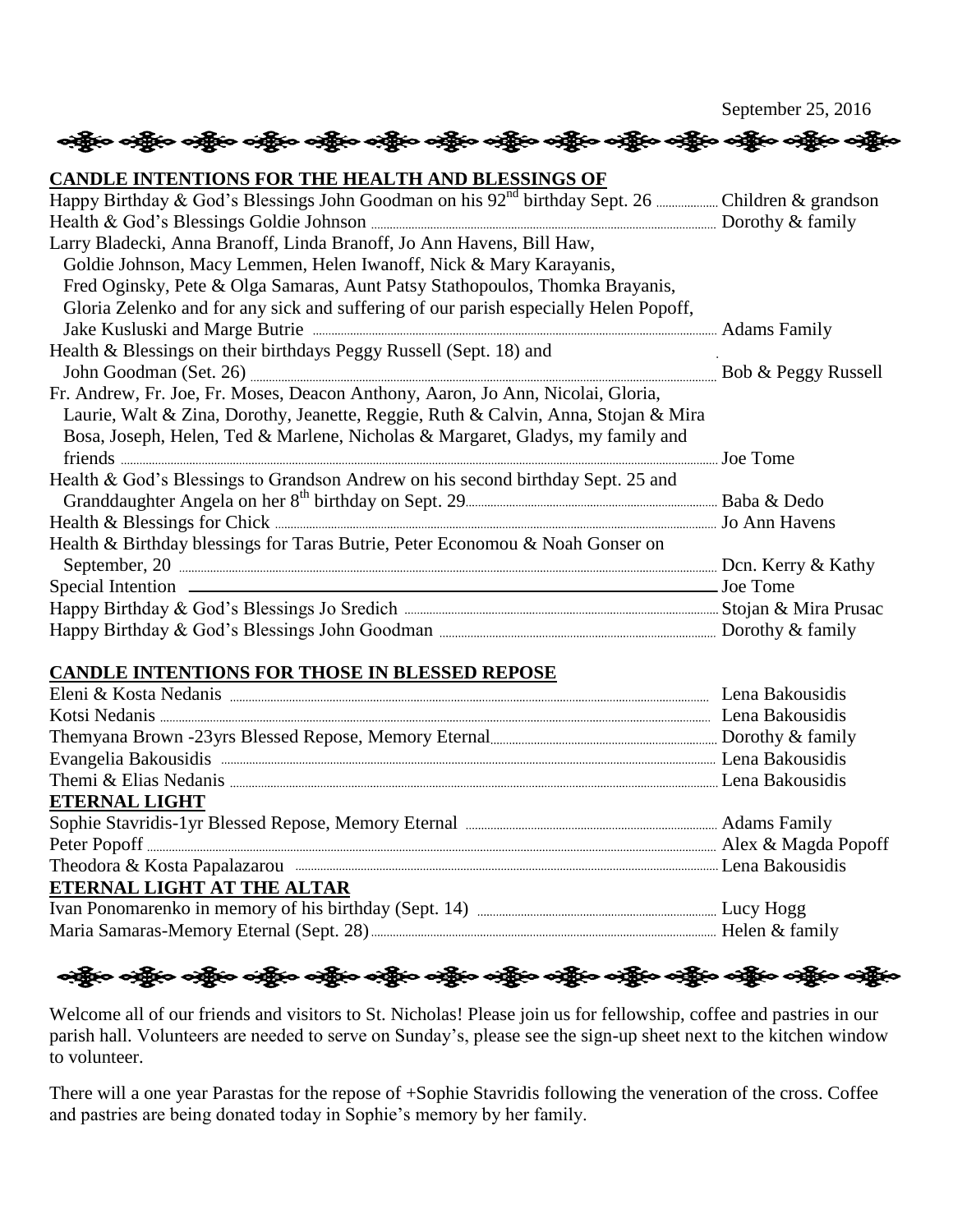September 25, 2016

## CANDLE INTENTIONS FOR THE HEALTH AND BLESSINGS OF

| Intention | Offered by |
|---|---|
| Happy Birthday & God's Blessings John Goodman on his 92nd birthday Sept. 26 | Children & grandson |
| Health & God's Blessings Goldie Johnson | Dorothy & family |
| Larry Bladecki, Anna Branoff, Linda Branoff, Jo Ann Havens, Bill Haw, Goldie Johnson, Macy Lemmen, Helen Iwanoff, Nick & Mary Karayanis, Fred Oginsky, Pete & Olga Samaras, Aunt Patsy Stathopoulos, Thomka Brayanis, Gloria Zelenko and for any sick and suffering of our parish especially Helen Popoff, Jake Kusluski and Marge Butrie | Adams Family |
| Health & Blessings on their birthdays Peggy Russell (Sept. 18) and John Goodman (Set. 26) | Bob & Peggy Russell |
| Fr. Andrew, Fr. Joe, Fr. Moses, Deacon Anthony, Aaron, Jo Ann, Nicolai, Gloria, Laurie, Walt & Zina, Dorothy, Jeanette, Reggie, Ruth & Calvin, Anna, Stojan & Mira Bosa, Joseph, Helen, Ted & Marlene, Nicholas & Margaret, Gladys, my family and friends | Joe Tome |
| Health & God's Blessings to Grandson Andrew on his second birthday Sept. 25 and Granddaughter Angela on her 8th birthday on Sept. 29 | Baba & Dedo |
| Health & Blessings for Chick | Jo Ann Havens |
| Health & Birthday blessings for Taras Butrie, Peter Economou & Noah Gonser on September, 20 | Dcn. Kerry & Kathy |
| Special Intention | Joe Tome |
| Happy Birthday & God's Blessings Jo Sredich | Stojan & Mira Prusac |
| Happy Birthday & God's Blessings John Goodman | Dorothy & family |

## CANDLE INTENTIONS FOR THOSE IN BLESSED REPOSE

| Intention | Offered by |
|---|---|
| Eleni & Kosta Nedanis | Lena Bakousidis |
| Kotsi Nedanis | Lena Bakousidis |
| Themyana Brown -23yrs Blessed Repose, Memory Eternal | Dorothy & family |
| Evangelia Bakousidis | Lena Bakousidis |
| Themi & Elias Nedanis | Lena Bakousidis |

## ETERNAL LIGHT

| Intention | Offered by |
|---|---|
| Sophie Stavridis-1yr Blessed Repose, Memory Eternal | Adams Family |
| Peter Popoff | Alex & Magda Popoff |
| Theodora & Kosta Papalazarou | Lena Bakousidis |

## ETERNAL LIGHT AT THE ALTAR

| Intention | Offered by |
|---|---|
| Ivan Ponomarenko in memory of his birthday (Sept. 14) | Lucy Hogg |
| Maria Samaras-Memory Eternal (Sept. 28) | Helen & family |

Welcome all of our friends and visitors to St. Nicholas! Please join us for fellowship, coffee and pastries in our parish hall. Volunteers are needed to serve on Sunday's, please see the sign-up sheet next to the kitchen window to volunteer.

There will a one year Parastas for the repose of +Sophie Stavridis following the veneration of the cross. Coffee and pastries are being donated today in Sophie's memory by her family.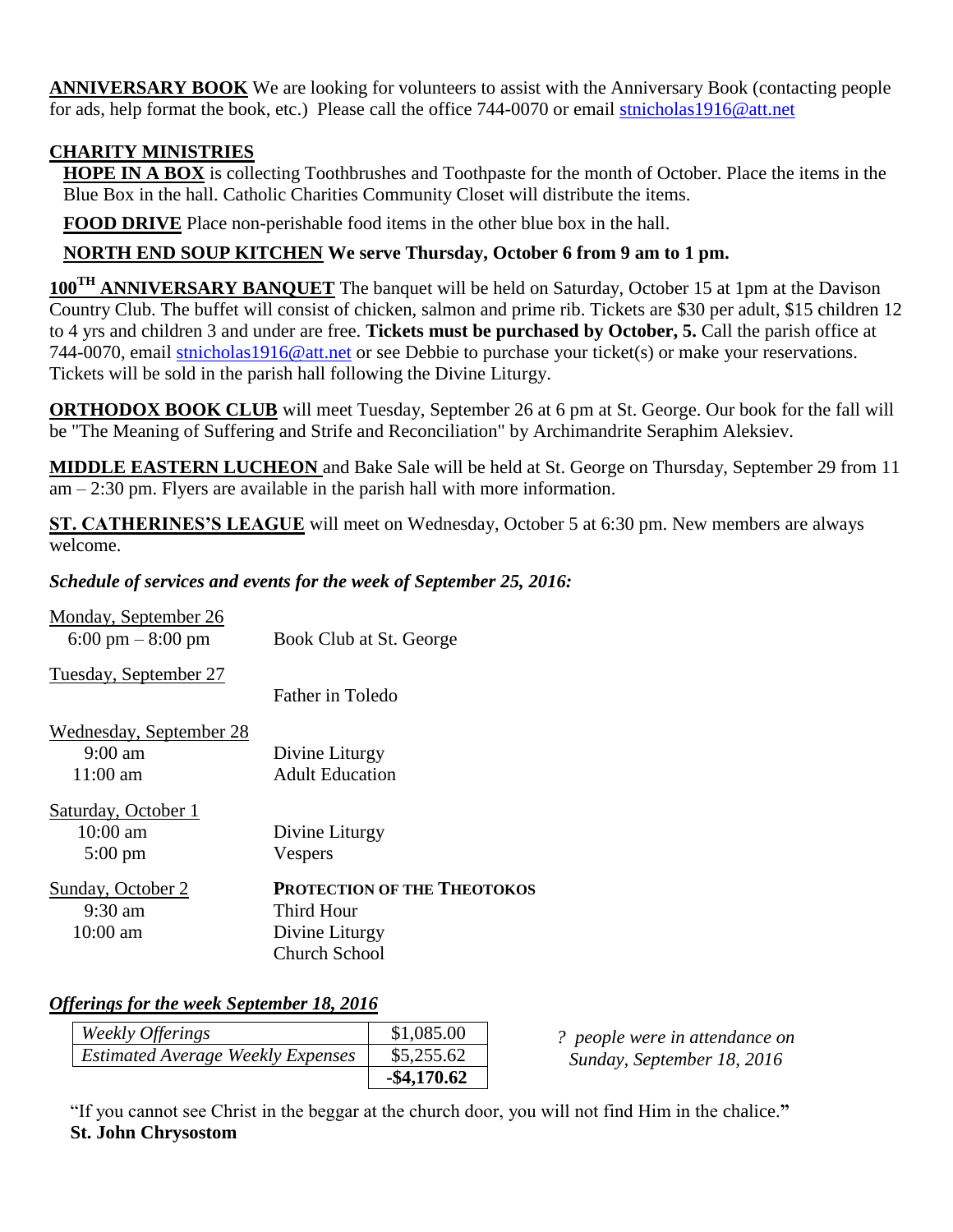**ANNIVERSARY BOOK** We are looking for volunteers to assist with the Anniversary Book (contacting people for ads, help format the book, etc.) Please call the office 744-0070 or email stnicholas1916@att.net

**CHARITY MINISTRIES**

**HOPE IN A BOX** is collecting Toothbrushes and Toothpaste for the month of October. Place the items in the Blue Box in the hall. Catholic Charities Community Closet will distribute the items.

**FOOD DRIVE** Place non-perishable food items in the other blue box in the hall.

**NORTH END SOUP KITCHEN We serve Thursday, October 6 from 9 am to 1 pm.**

**100TH ANNIVERSARY BANQUET** The banquet will be held on Saturday, October 15 at 1pm at the Davison Country Club. The buffet will consist of chicken, salmon and prime rib. Tickets are $30 per adult, $15 children 12 to 4 yrs and children 3 and under are free. **Tickets must be purchased by October, 5.** Call the parish office at 744-0070, email stnicholas1916@att.net or see Debbie to purchase your ticket(s) or make your reservations. Tickets will be sold in the parish hall following the Divine Liturgy.

**ORTHODOX BOOK CLUB** will meet Tuesday, September 26 at 6 pm at St. George. Our book for the fall will be "The Meaning of Suffering and Strife and Reconciliation" by Archimandrite Seraphim Aleksiev.

**MIDDLE EASTERN LUCHEON** and Bake Sale will be held at St. George on Thursday, September 29 from 11 am – 2:30 pm. Flyers are available in the parish hall with more information.

**ST. CATHERINES'S LEAGUE** will meet on Wednesday, October 5 at 6:30 pm. New members are always welcome.

***Schedule of services and events for the week of September 25, 2016:***

Monday, September 26
6:00 pm – 8:00 pm — Book Club at St. George

Tuesday, September 27
Father in Toledo

Wednesday, September 28
9:00 am — Divine Liturgy
11:00 am — Adult Education

Saturday, October 1
10:00 am — Divine Liturgy
5:00 pm — Vespers

Sunday, October 2 — **PROTECTION OF THE THEOTOKOS**
9:30 am — Third Hour
10:00 am — Divine Liturgy
Church School

***Offerings for the week September 18, 2016***

| | |
|---|---|
| *Weekly Offerings* | $1,085.00 |
| *Estimated Average Weekly Expenses* | $5,255.62 |
| | **-$4,170.62** |

*? people were in attendance on Sunday, September 18, 2016*

"If you cannot see Christ in the beggar at the church door, you will not find Him in the chalice."
**St. John Chrysostom**